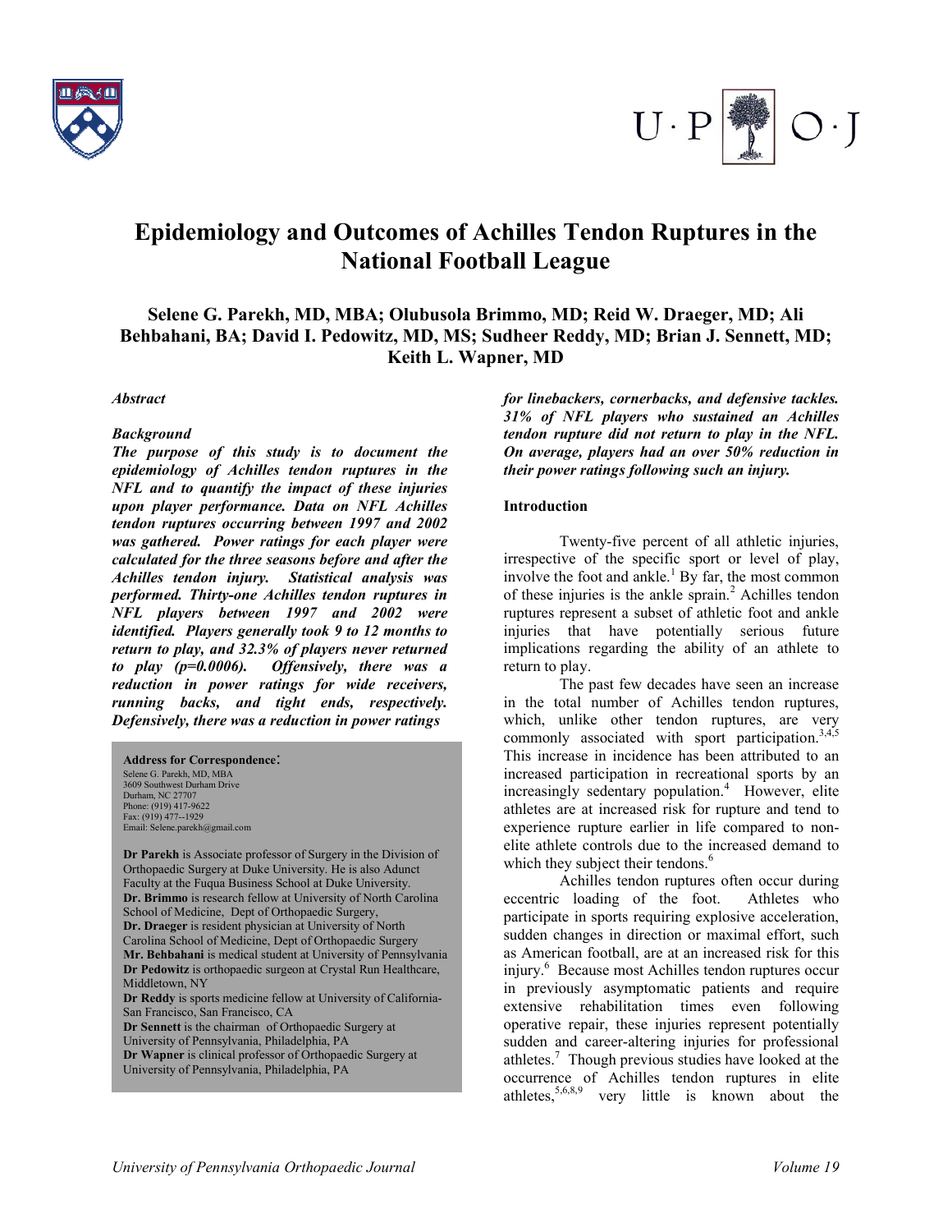# Epidemiology and Outcomes of Achilles Tendon Ruptures in the National Football League

**Selene G. Parekh, MD, MBA; Olubusola Brimmo, MD; Reid W. Draeger, MD; Ali Behbahani, BA; David I. Pedowitz, MD, MS; Sudheer Reddy, MD; Brian J. Sennett, MD; Keith L. Wapner, MD**

***Abstract***

***Background***

***The purpose of this study is to document the epidemiology of Achilles tendon ruptures in the NFL and to quantify the impact of these injuries upon player performance. Data on NFL Achilles tendon ruptures occurring between 1997 and 2002 was gathered. Power ratings for each player were calculated for the three seasons before and after the Achilles tendon injury. Statistical analysis was performed. Thirty-one Achilles tendon ruptures in NFL players between 1997 and 2002 were identified. Players generally took 9 to 12 months to return to play, and 32.3% of players never returned to play (p=0.0006). Offensively, there was a reduction in power ratings for wide receivers, running backs, and tight ends, respectively. Defensively, there was a reduction in power ratings for linebackers, cornerbacks, and defensive tackles. 31% of NFL players who sustained an Achilles tendon rupture did not return to play in the NFL. On average, players had an over 50% reduction in their power ratings following such an injury.***

**Address for Correspondence:**
Selene G. Parekh, MD, MBA
3609 Southwest Durham Drive
Durham, NC 27707
Phone: (919) 417-9622
Fax: (919) 477--1929
Email: Selene.parekh@gmail.com

**Dr Parekh** is Associate professor of Surgery in the Division of Orthopaedic Surgery at Duke University. He is also Adunct Faculty at the Fuqua Business School at Duke University.
**Dr. Brimmo** is research fellow at University of North Carolina School of Medicine, Dept of Orthopaedic Surgery,
**Dr. Draeger** is resident physician at University of North Carolina School of Medicine, Dept of Orthopaedic Surgery
**Mr. Behbahani** is medical student at University of Pennsylvania
**Dr Pedowitz** is orthopaedic surgeon at Crystal Run Healthcare, Middletown, NY
**Dr Reddy** is sports medicine fellow at University of California-San Francisco, San Francisco, CA
**Dr Sennett** is the chairman of Orthopaedic Surgery at University of Pennsylvania, Philadelphia, PA
**Dr Wapner** is clinical professor of Orthopaedic Surgery at University of Pennsylvania, Philadelphia, PA

## Introduction

Twenty-five percent of all athletic injuries, irrespective of the specific sport or level of play, involve the foot and ankle.[1] By far, the most common of these injuries is the ankle sprain.[2] Achilles tendon ruptures represent a subset of athletic foot and ankle injuries that have potentially serious future implications regarding the ability of an athlete to return to play.

The past few decades have seen an increase in the total number of Achilles tendon ruptures, which, unlike other tendon ruptures, are very commonly associated with sport participation.[3,4,5] This increase in incidence has been attributed to an increased participation in recreational sports by an increasingly sedentary population.[4] However, elite athletes are at increased risk for rupture and tend to experience rupture earlier in life compared to non-elite athlete controls due to the increased demand to which they subject their tendons.[6]

Achilles tendon ruptures often occur during eccentric loading of the foot. Athletes who participate in sports requiring explosive acceleration, sudden changes in direction or maximal effort, such as American football, are at an increased risk for this injury.[6] Because most Achilles tendon ruptures occur in previously asymptomatic patients and require extensive rehabilitation times even following operative repair, these injuries represent potentially sudden and career-altering injuries for professional athletes.[7] Though previous studies have looked at the occurrence of Achilles tendon ruptures in elite athletes,[5,6,8,9] very little is known about the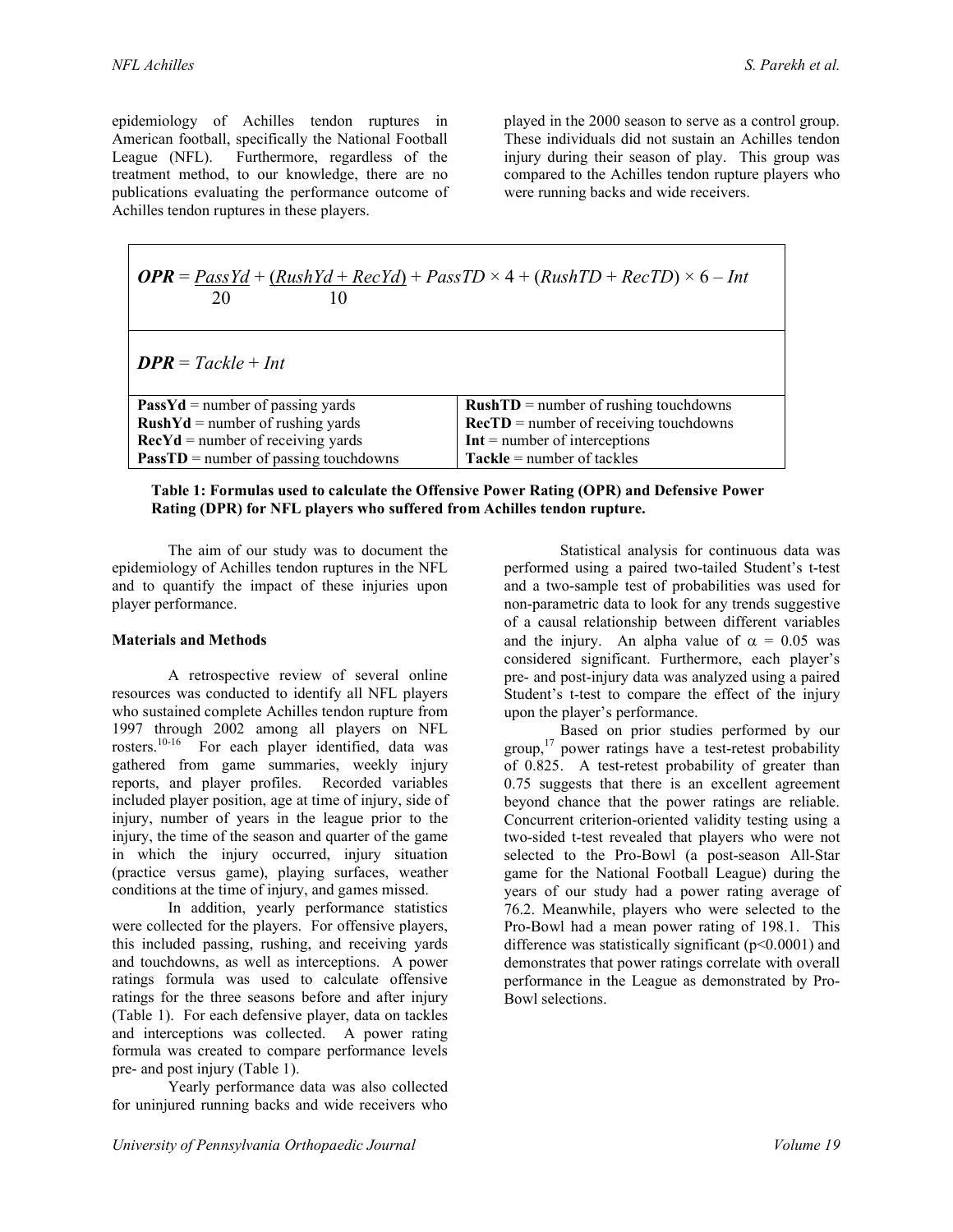epidemiology of Achilles tendon ruptures in American football, specifically the National Football League (NFL). Furthermore, regardless of the treatment method, to our knowledge, there are no publications evaluating the performance outcome of Achilles tendon ruptures in these players.

played in the 2000 season to serve as a control group. These individuals did not sustain an Achilles tendon injury during their season of play. This group was compared to the Achilles tendon rupture players who were running backs and wide receivers.

$$\textbf{OPR} = \frac{PassYd}{20} + \frac{(RushYd + RecYd)}{10} + PassTD \times 4 + (RushTD + RecTD) \times 6 - Int$$

$$\textbf{DPR} = Tackle + Int$$

| | |
|---|---|
| **PassYd** = number of passing yards | **RushTD** = number of rushing touchdowns |
| **RushYd** = number of rushing yards | **RecTD** = number of receiving touchdowns |
| **RecYd** = number of receiving yards | **Int** = number of interceptions |
| **PassTD** = number of passing touchdowns | **Tackle** = number of tackles |

**Table 1: Formulas used to calculate the Offensive Power Rating (OPR) and Defensive Power Rating (DPR) for NFL players who suffered from Achilles tendon rupture.**

The aim of our study was to document the epidemiology of Achilles tendon ruptures in the NFL and to quantify the impact of these injuries upon player performance.

**Materials and Methods**

A retrospective review of several online resources was conducted to identify all NFL players who sustained complete Achilles tendon rupture from 1997 through 2002 among all players on NFL rosters.[10-16] For each player identified, data was gathered from game summaries, weekly injury reports, and player profiles. Recorded variables included player position, age at time of injury, side of injury, number of years in the league prior to the injury, the time of the season and quarter of the game in which the injury occurred, injury situation (practice versus game), playing surfaces, weather conditions at the time of injury, and games missed.

In addition, yearly performance statistics were collected for the players. For offensive players, this included passing, rushing, and receiving yards and touchdowns, as well as interceptions. A power ratings formula was used to calculate offensive ratings for the three seasons before and after injury (Table 1). For each defensive player, data on tackles and interceptions was collected. A power rating formula was created to compare performance levels pre- and post injury (Table 1).

Yearly performance data was also collected for uninjured running backs and wide receivers who

Statistical analysis for continuous data was performed using a paired two-tailed Student's t-test and a two-sample test of probabilities was used for non-parametric data to look for any trends suggestive of a causal relationship between different variables and the injury. An alpha value of $\alpha = 0.05$ was considered significant. Furthermore, each player's pre- and post-injury data was analyzed using a paired Student's t-test to compare the effect of the injury upon the player's performance.

Based on prior studies performed by our group,[17] power ratings have a test-retest probability of 0.825. A test-retest probability of greater than 0.75 suggests that there is an excellent agreement beyond chance that the power ratings are reliable. Concurrent criterion-oriented validity testing using a two-sided t-test revealed that players who were not selected to the Pro-Bowl (a post-season All-Star game for the National Football League) during the years of our study had a power rating average of 76.2. Meanwhile, players who were selected to the Pro-Bowl had a mean power rating of 198.1. This difference was statistically significant ($p<0.0001$) and demonstrates that power ratings correlate with overall performance in the League as demonstrated by Pro-Bowl selections.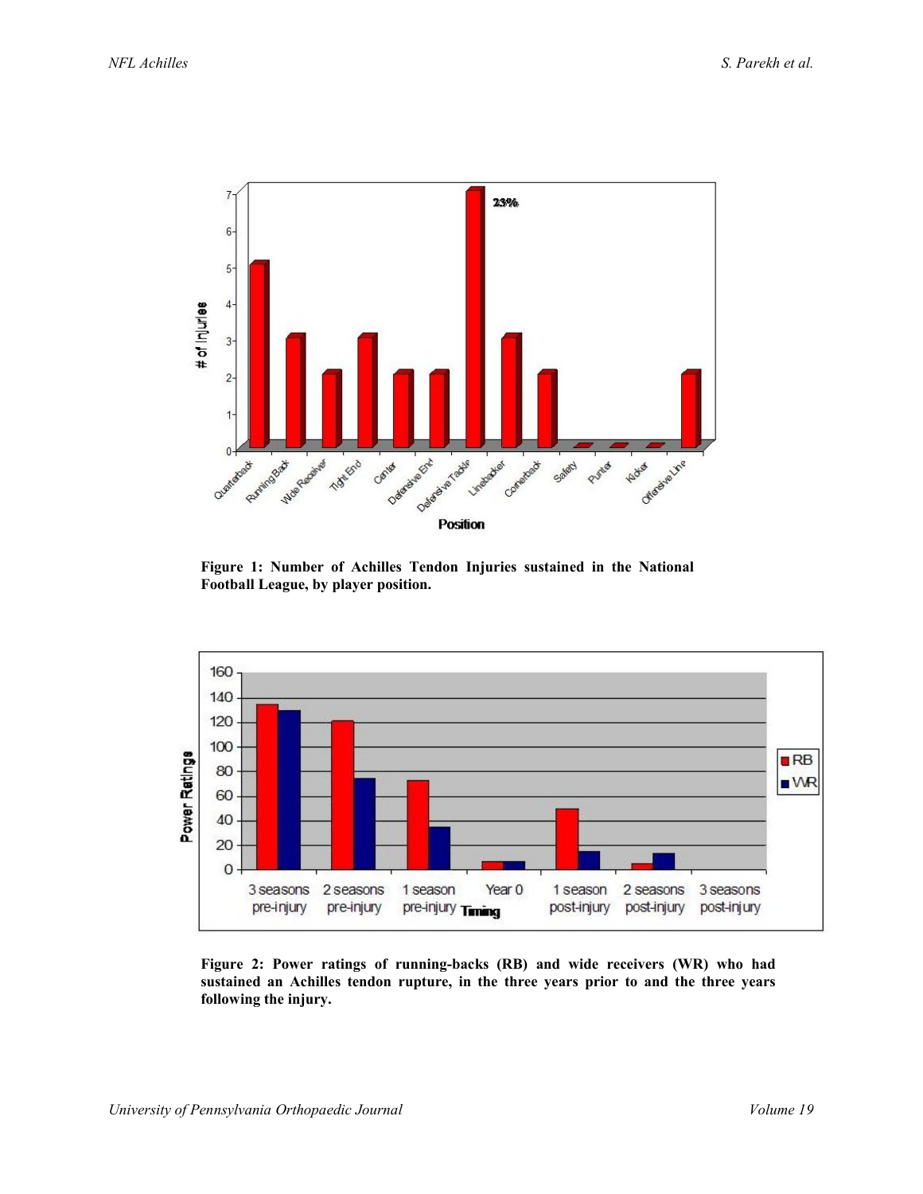**Figure 1: Number of Achilles Tendon Injuries sustained in the National Football League, by player position.**

**Figure 2: Power ratings of running-backs (RB) and wide receivers (WR) who had sustained an Achilles tendon rupture, in the three years prior to and the three years following the injury.**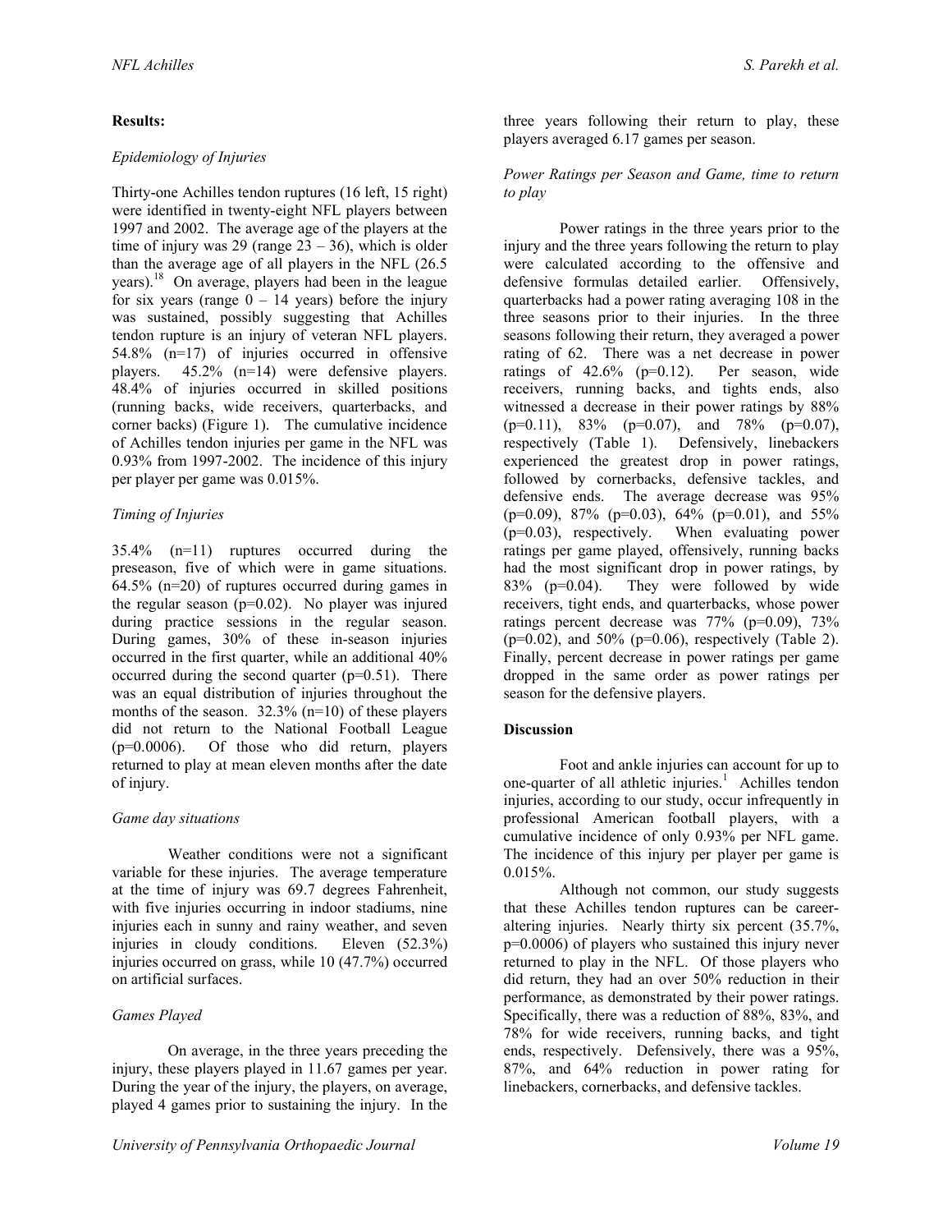## Results:

### *Epidemiology of Injuries*

Thirty-one Achilles tendon ruptures (16 left, 15 right) were identified in twenty-eight NFL players between 1997 and 2002. The average age of the players at the time of injury was 29 (range 23 – 36), which is older than the average age of all players in the NFL (26.5 years).[18] On average, players had been in the league for six years (range 0 – 14 years) before the injury was sustained, possibly suggesting that Achilles tendon rupture is an injury of veteran NFL players. 54.8% (n=17) of injuries occurred in offensive players. 45.2% (n=14) were defensive players. 48.4% of injuries occurred in skilled positions (running backs, wide receivers, quarterbacks, and corner backs) (Figure 1). The cumulative incidence of Achilles tendon injuries per game in the NFL was 0.93% from 1997-2002. The incidence of this injury per player per game was 0.015%.

### *Timing of Injuries*

35.4% (n=11) ruptures occurred during the preseason, five of which were in game situations. 64.5% (n=20) of ruptures occurred during games in the regular season (p=0.02). No player was injured during practice sessions in the regular season. During games, 30% of these in-season injuries occurred in the first quarter, while an additional 40% occurred during the second quarter (p=0.51). There was an equal distribution of injuries throughout the months of the season. 32.3% (n=10) of these players did not return to the National Football League (p=0.0006). Of those who did return, players returned to play at mean eleven months after the date of injury.

### *Game day situations*

Weather conditions were not a significant variable for these injuries. The average temperature at the time of injury was 69.7 degrees Fahrenheit, with five injuries occurring in indoor stadiums, nine injuries each in sunny and rainy weather, and seven injuries in cloudy conditions. Eleven (52.3%) injuries occurred on grass, while 10 (47.7%) occurred on artificial surfaces.

### *Games Played*

On average, in the three years preceding the injury, these players played in 11.67 games per year. During the year of the injury, the players, on average, played 4 games prior to sustaining the injury. In the three years following their return to play, these players averaged 6.17 games per season.

### *Power Ratings per Season and Game, time to return to play*

Power ratings in the three years prior to the injury and the three years following the return to play were calculated according to the offensive and defensive formulas detailed earlier. Offensively, quarterbacks had a power rating averaging 108 in the three seasons prior to their injuries. In the three seasons following their return, they averaged a power rating of 62. There was a net decrease in power ratings of 42.6% (p=0.12). Per season, wide receivers, running backs, and tights ends, also witnessed a decrease in their power ratings by 88% (p=0.11), 83% (p=0.07), and 78% (p=0.07), respectively (Table 1). Defensively, linebackers experienced the greatest drop in power ratings, followed by cornerbacks, defensive tackles, and defensive ends. The average decrease was 95% (p=0.09), 87% (p=0.03), 64% (p=0.01), and 55% (p=0.03), respectively. When evaluating power ratings per game played, offensively, running backs had the most significant drop in power ratings, by 83% (p=0.04). They were followed by wide receivers, tight ends, and quarterbacks, whose power ratings percent decrease was 77% (p=0.09), 73% (p=0.02), and 50% (p=0.06), respectively (Table 2). Finally, percent decrease in power ratings per game dropped in the same order as power ratings per season for the defensive players.

## Discussion

Foot and ankle injuries can account for up to one-quarter of all athletic injuries.[1] Achilles tendon injuries, according to our study, occur infrequently in professional American football players, with a cumulative incidence of only 0.93% per NFL game. The incidence of this injury per player per game is 0.015%.

Although not common, our study suggests that these Achilles tendon ruptures can be career-altering injuries. Nearly thirty six percent (35.7%, p=0.0006) of players who sustained this injury never returned to play in the NFL. Of those players who did return, they had an over 50% reduction in their performance, as demonstrated by their power ratings. Specifically, there was a reduction of 88%, 83%, and 78% for wide receivers, running backs, and tight ends, respectively. Defensively, there was a 95%, 87%, and 64% reduction in power rating for linebackers, cornerbacks, and defensive tackles.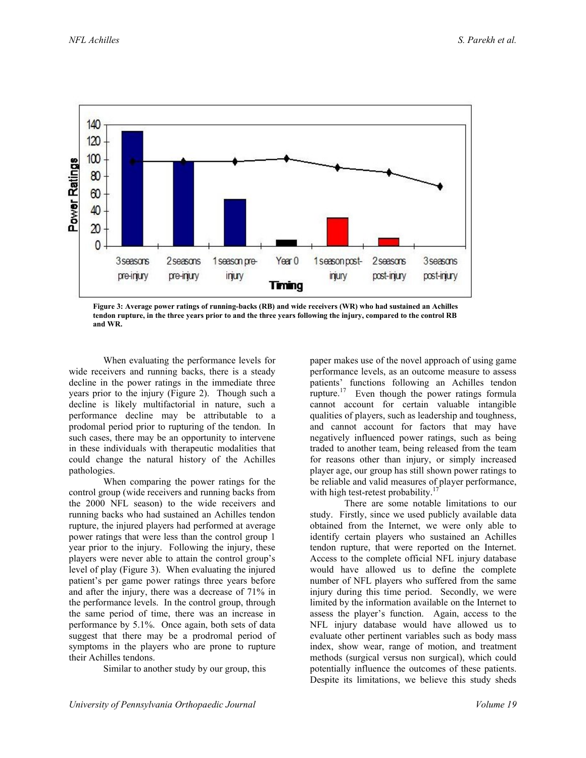Figure 3: Average power ratings of running-backs (RB) and wide receivers (WR) who had sustained an Achilles tendon rupture, in the three years prior to and the three years following the injury, compared to the control RB and WR.

When evaluating the performance levels for wide receivers and running backs, there is a steady decline in the power ratings in the immediate three years prior to the injury (Figure 2). Though such a decline is likely multifactorial in nature, such a performance decline may be attributable to a prodomal period prior to rupturing of the tendon. In such cases, there may be an opportunity to intervene in these individuals with therapeutic modalities that could change the natural history of the Achilles pathologies.

When comparing the power ratings for the control group (wide receivers and running backs from the 2000 NFL season) to the wide receivers and running backs who had sustained an Achilles tendon rupture, the injured players had performed at average power ratings that were less than the control group 1 year prior to the injury. Following the injury, these players were never able to attain the control group's level of play (Figure 3). When evaluating the injured patient's per game power ratings three years before and after the injury, there was a decrease of 71% in the performance levels. In the control group, through the same period of time, there was an increase in performance by 5.1%. Once again, both sets of data suggest that there may be a prodromal period of symptoms in the players who are prone to rupture their Achilles tendons.

Similar to another study by our group, this paper makes use of the novel approach of using game performance levels, as an outcome measure to assess patients' functions following an Achilles tendon rupture.[17] Even though the power ratings formula cannot account for certain valuable intangible qualities of players, such as leadership and toughness, and cannot account for factors that may have negatively influenced power ratings, such as being traded to another team, being released from the team for reasons other than injury, or simply increased player age, our group has still shown power ratings to be reliable and valid measures of player performance, with high test-retest probability.[17]

There are some notable limitations to our study. Firstly, since we used publicly available data obtained from the Internet, we were only able to identify certain players who sustained an Achilles tendon rupture, that were reported on the Internet. Access to the complete official NFL injury database would have allowed us to define the complete number of NFL players who suffered from the same injury during this time period. Secondly, we were limited by the information available on the Internet to assess the player's function. Again, access to the NFL injury database would have allowed us to evaluate other pertinent variables such as body mass index, show wear, range of motion, and treatment methods (surgical versus non surgical), which could potentially influence the outcomes of these patients. Despite its limitations, we believe this study sheds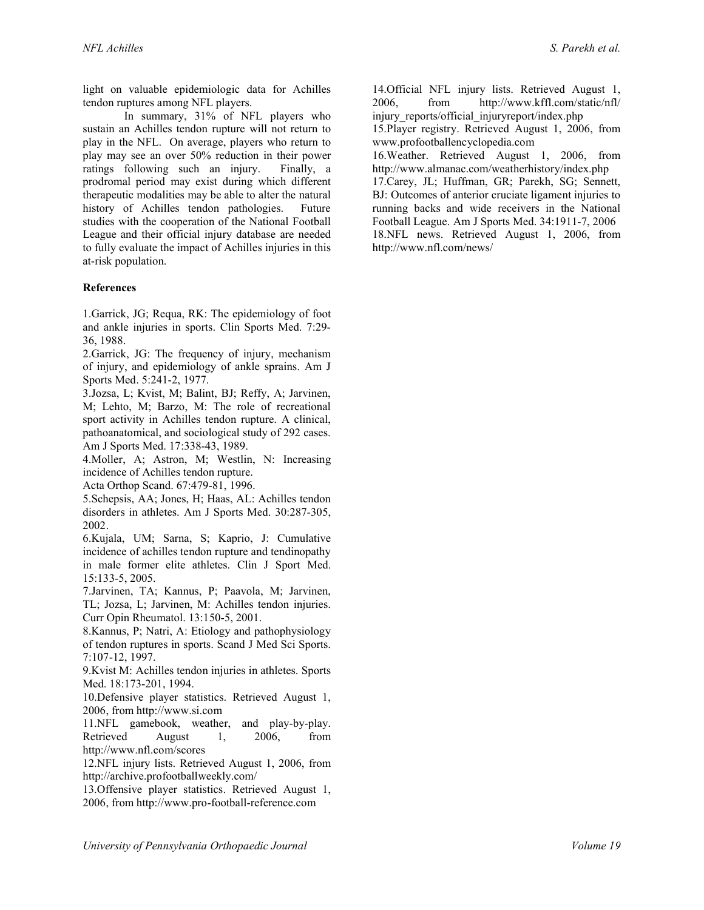light on valuable epidemiologic data for Achilles tendon ruptures among NFL players.

In summary, 31% of NFL players who sustain an Achilles tendon rupture will not return to play in the NFL. On average, players who return to play may see an over 50% reduction in their power ratings following such an injury. Finally, a prodromal period may exist during which different therapeutic modalities may be able to alter the natural history of Achilles tendon pathologies. Future studies with the cooperation of the National Football League and their official injury database are needed to fully evaluate the impact of Achilles injuries in this at-risk population.

**References**

1.Garrick, JG; Requa, RK: The epidemiology of foot and ankle injuries in sports. Clin Sports Med. 7:29-36, 1988.

2.Garrick, JG: The frequency of injury, mechanism of injury, and epidemiology of ankle sprains. Am J Sports Med. 5:241-2, 1977.

3.Jozsa, L; Kvist, M; Balint, BJ; Reffy, A; Jarvinen, M; Lehto, M; Barzo, M: The role of recreational sport activity in Achilles tendon rupture. A clinical, pathoanatomical, and sociological study of 292 cases. Am J Sports Med. 17:338-43, 1989.

4.Moller, A; Astron, M; Westlin, N: Increasing incidence of Achilles tendon rupture. Acta Orthop Scand. 67:479-81, 1996.

5.Schepsis, AA; Jones, H; Haas, AL: Achilles tendon disorders in athletes. Am J Sports Med. 30:287-305, 2002.

6.Kujala, UM; Sarna, S; Kaprio, J: Cumulative incidence of achilles tendon rupture and tendinopathy in male former elite athletes. Clin J Sport Med. 15:133-5, 2005.

7.Jarvinen, TA; Kannus, P; Paavola, M; Jarvinen, TL; Jozsa, L; Jarvinen, M: Achilles tendon injuries. Curr Opin Rheumatol. 13:150-5, 2001.

8.Kannus, P; Natri, A: Etiology and pathophysiology of tendon ruptures in sports. Scand J Med Sci Sports. 7:107-12, 1997.

9.Kvist M: Achilles tendon injuries in athletes. Sports Med. 18:173-201, 1994.

10.Defensive player statistics. Retrieved August 1, 2006, from http://www.si.com

11.NFL gamebook, weather, and play-by-play. Retrieved August 1, 2006, from http://www.nfl.com/scores

12.NFL injury lists. Retrieved August 1, 2006, from http://archive.profootballweekly.com/

13.Offensive player statistics. Retrieved August 1, 2006, from http://www.pro-football-reference.com

14.Official NFL injury lists. Retrieved August 1, 2006, from http://www.kffl.com/static/nfl/injury_reports/official_injuryreport/index.php

15.Player registry. Retrieved August 1, 2006, from www.profootballencyclopedia.com

16.Weather. Retrieved August 1, 2006, from http://www.almanac.com/weatherhistory/index.php

17.Carey, JL; Huffman, GR; Parekh, SG; Sennett, BJ: Outcomes of anterior cruciate ligament injuries to running backs and wide receivers in the National Football League. Am J Sports Med. 34:1911-7, 2006

18.NFL news. Retrieved August 1, 2006, from http://www.nfl.com/news/